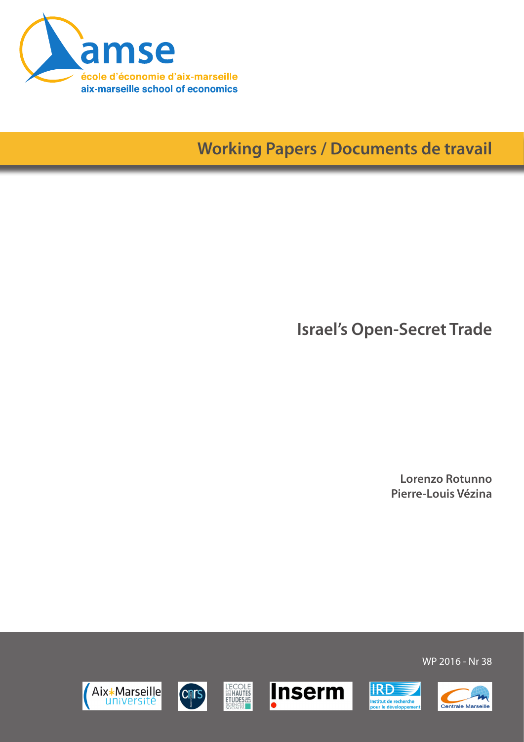amse

école d'économie d'aix-marseille
aix-marseille school of economics

Working Papers / Documents de travail

# Israel's Open-Secret Trade

**Lorenzo Rotunno**
**Pierre-Louis Vézina**

WP 2016 - Nr 38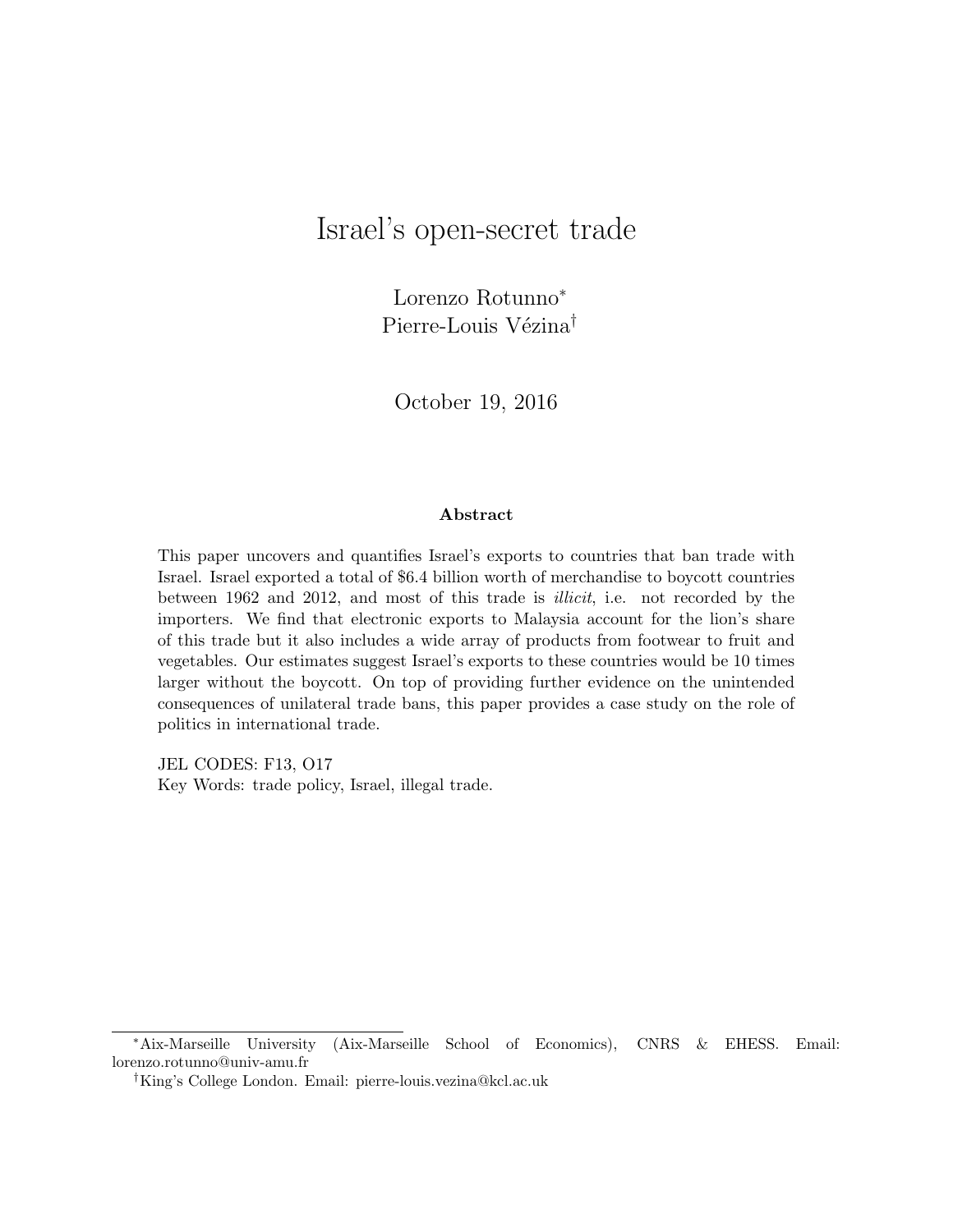# Israel's open-secret trade

Lorenzo Rotunno[*]
Pierre-Louis Vézina[†]

October 19, 2016

### Abstract

This paper uncovers and quantifies Israel's exports to countries that ban trade with Israel. Israel exported a total of $6.4 billion worth of merchandise to boycott countries between 1962 and 2012, and most of this trade is *illicit*, i.e. not recorded by the importers. We find that electronic exports to Malaysia account for the lion's share of this trade but it also includes a wide array of products from footwear to fruit and vegetables. Our estimates suggest Israel's exports to these countries would be 10 times larger without the boycott. On top of providing further evidence on the unintended consequences of unilateral trade bans, this paper provides a case study on the role of politics in international trade.

JEL CODES: F13, O17
Key Words: trade policy, Israel, illegal trade.

[*] Aix-Marseille University (Aix-Marseille School of Economics), CNRS & EHESS. Email: lorenzo.rotunno@univ-amu.fr

[†] King's College London. Email: pierre-louis.vezina@kcl.ac.uk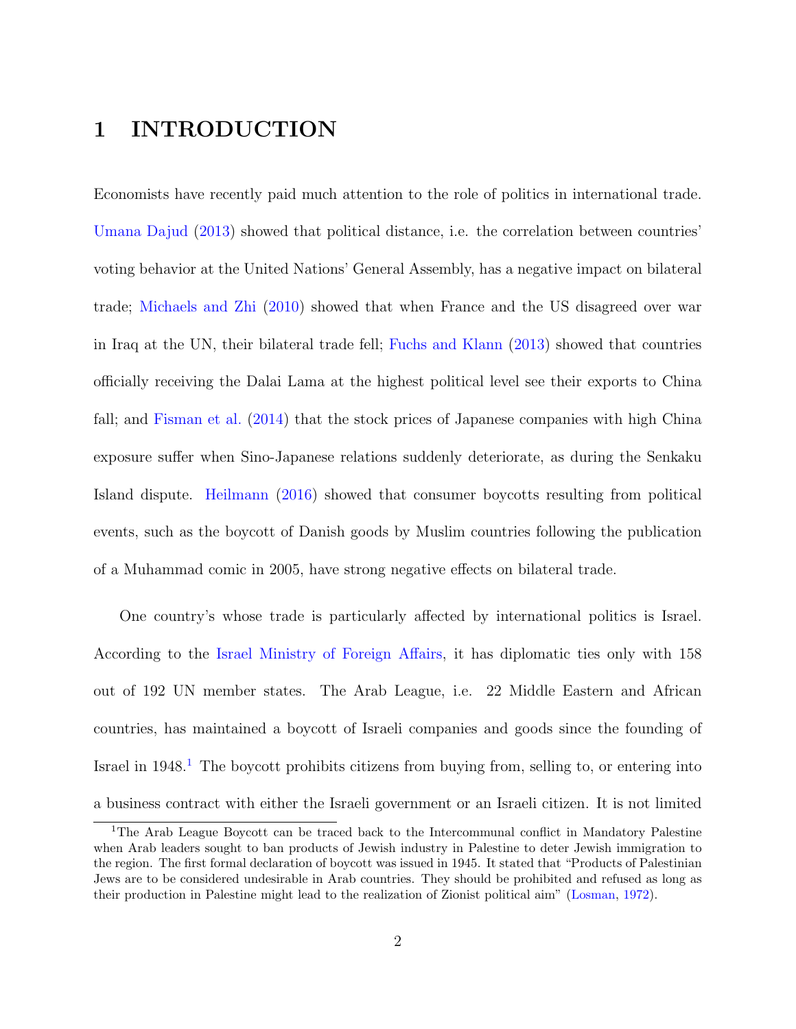# 1 INTRODUCTION

Economists have recently paid much attention to the role of politics in international trade. Umana Dajud (2013) showed that political distance, i.e. the correlation between countries' voting behavior at the United Nations' General Assembly, has a negative impact on bilateral trade; Michaels and Zhi (2010) showed that when France and the US disagreed over war in Iraq at the UN, their bilateral trade fell; Fuchs and Klann (2013) showed that countries officially receiving the Dalai Lama at the highest political level see their exports to China fall; and Fisman et al. (2014) that the stock prices of Japanese companies with high China exposure suffer when Sino-Japanese relations suddenly deteriorate, as during the Senkaku Island dispute. Heilmann (2016) showed that consumer boycotts resulting from political events, such as the boycott of Danish goods by Muslim countries following the publication of a Muhammad comic in 2005, have strong negative effects on bilateral trade.

One country's whose trade is particularly affected by international politics is Israel. According to the Israel Ministry of Foreign Affairs, it has diplomatic ties only with 158 out of 192 UN member states. The Arab League, i.e. 22 Middle Eastern and African countries, has maintained a boycott of Israeli companies and goods since the founding of Israel in 1948.[1] The boycott prohibits citizens from buying from, selling to, or entering into a business contract with either the Israeli government or an Israeli citizen. It is not limited

[1] The Arab League Boycott can be traced back to the Intercommunal conflict in Mandatory Palestine when Arab leaders sought to ban products of Jewish industry in Palestine to deter Jewish immigration to the region. The first formal declaration of boycott was issued in 1945. It stated that "Products of Palestinian Jews are to be considered undesirable in Arab countries. They should be prohibited and refused as long as their production in Palestine might lead to the realization of Zionist political aim" (Losman, 1972).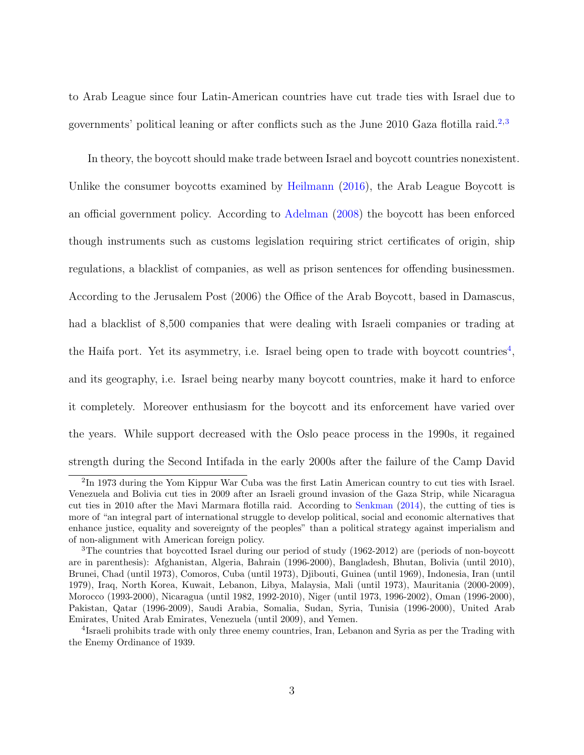to Arab League since four Latin-American countries have cut trade ties with Israel due to governments' political leaning or after conflicts such as the June 2010 Gaza flotilla raid.[2,3]

In theory, the boycott should make trade between Israel and boycott countries nonexistent. Unlike the consumer boycotts examined by Heilmann (2016), the Arab League Boycott is an official government policy. According to Adelman (2008) the boycott has been enforced though instruments such as customs legislation requiring strict certificates of origin, ship regulations, a blacklist of companies, as well as prison sentences for offending businessmen. According to the Jerusalem Post (2006) the Office of the Arab Boycott, based in Damascus, had a blacklist of 8,500 companies that were dealing with Israeli companies or trading at the Haifa port. Yet its asymmetry, i.e. Israel being open to trade with boycott countries[4], and its geography, i.e. Israel being nearby many boycott countries, make it hard to enforce it completely. Moreover enthusiasm for the boycott and its enforcement have varied over the years. While support decreased with the Oslo peace process in the 1990s, it regained strength during the Second Intifada in the early 2000s after the failure of the Camp David

[2] In 1973 during the Yom Kippur War Cuba was the first Latin American country to cut ties with Israel. Venezuela and Bolivia cut ties in 2009 after an Israeli ground invasion of the Gaza Strip, while Nicaragua cut ties in 2010 after the Mavi Marmara flotilla raid. According to Senkman (2014), the cutting of ties is more of "an integral part of international struggle to develop political, social and economic alternatives that enhance justice, equality and sovereignty of the peoples" than a political strategy against imperialism and of non-alignment with American foreign policy.

[3] The countries that boycotted Israel during our period of study (1962-2012) are (periods of non-boycott are in parenthesis): Afghanistan, Algeria, Bahrain (1996-2000), Bangladesh, Bhutan, Bolivia (until 2010), Brunei, Chad (until 1973), Comoros, Cuba (until 1973), Djibouti, Guinea (until 1969), Indonesia, Iran (until 1979), Iraq, North Korea, Kuwait, Lebanon, Libya, Malaysia, Mali (until 1973), Mauritania (2000-2009), Morocco (1993-2000), Nicaragua (until 1982, 1992-2010), Niger (until 1973, 1996-2002), Oman (1996-2000), Pakistan, Qatar (1996-2009), Saudi Arabia, Somalia, Sudan, Syria, Tunisia (1996-2000), United Arab Emirates, United Arab Emirates, Venezuela (until 2009), and Yemen.

[4] Israeli prohibits trade with only three enemy countries, Iran, Lebanon and Syria as per the Trading with the Enemy Ordinance of 1939.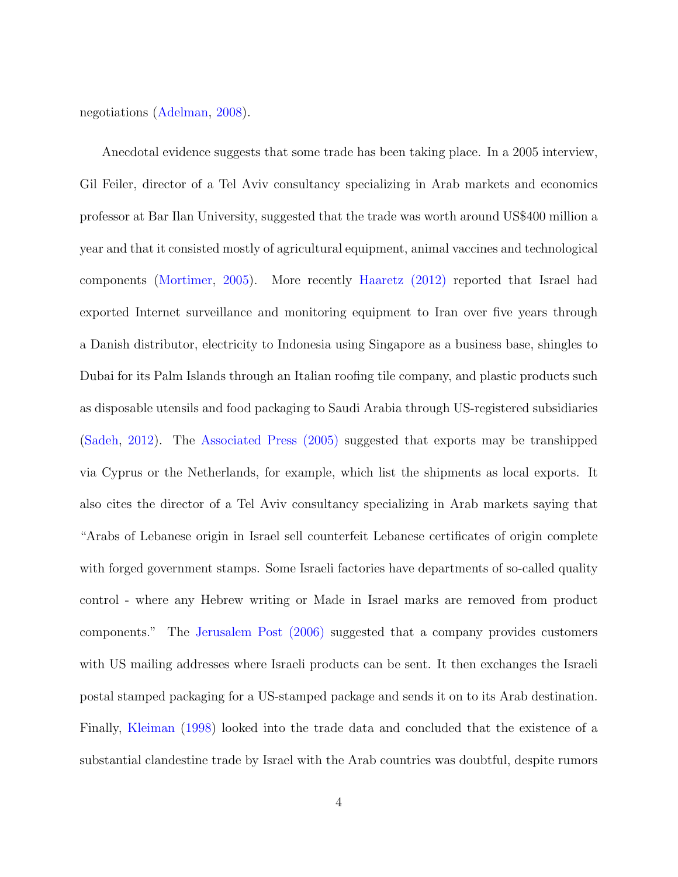negotiations (Adelman, 2008).

Anecdotal evidence suggests that some trade has been taking place. In a 2005 interview, Gil Feiler, director of a Tel Aviv consultancy specializing in Arab markets and economics professor at Bar Ilan University, suggested that the trade was worth around US$400 million a year and that it consisted mostly of agricultural equipment, animal vaccines and technological components (Mortimer, 2005). More recently Haaretz (2012) reported that Israel had exported Internet surveillance and monitoring equipment to Iran over five years through a Danish distributor, electricity to Indonesia using Singapore as a business base, shingles to Dubai for its Palm Islands through an Italian roofing tile company, and plastic products such as disposable utensils and food packaging to Saudi Arabia through US-registered subsidiaries (Sadeh, 2012). The Associated Press (2005) suggested that exports may be transhipped via Cyprus or the Netherlands, for example, which list the shipments as local exports. It also cites the director of a Tel Aviv consultancy specializing in Arab markets saying that "Arabs of Lebanese origin in Israel sell counterfeit Lebanese certificates of origin complete with forged government stamps. Some Israeli factories have departments of so-called quality control - where any Hebrew writing or Made in Israel marks are removed from product components." The Jerusalem Post (2006) suggested that a company provides customers with US mailing addresses where Israeli products can be sent. It then exchanges the Israeli postal stamped packaging for a US-stamped package and sends it on to its Arab destination. Finally, Kleiman (1998) looked into the trade data and concluded that the existence of a substantial clandestine trade by Israel with the Arab countries was doubtful, despite rumors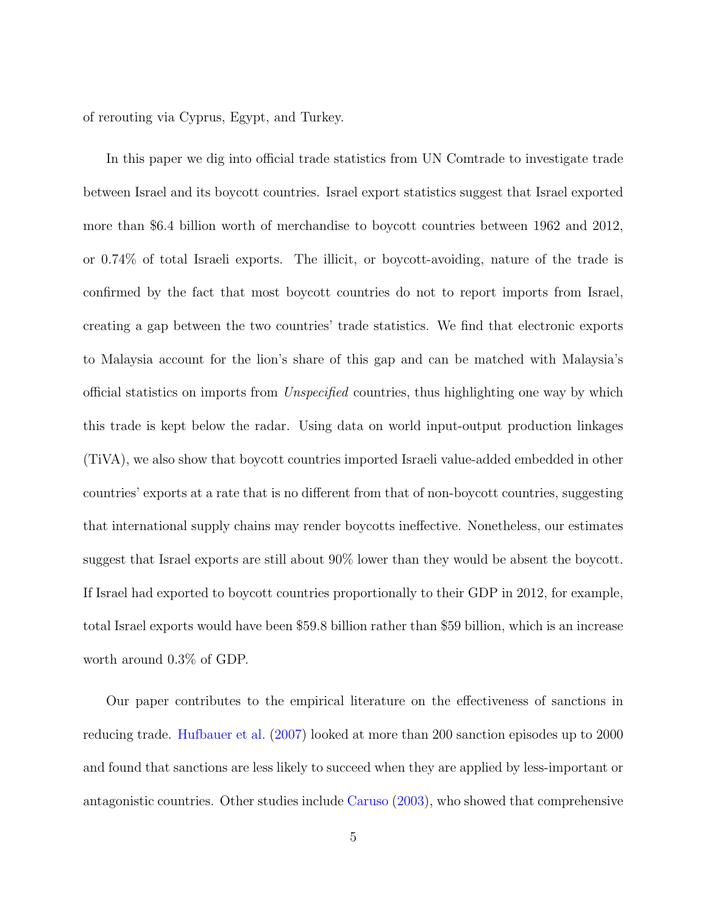of rerouting via Cyprus, Egypt, and Turkey.

In this paper we dig into official trade statistics from UN Comtrade to investigate trade between Israel and its boycott countries. Israel export statistics suggest that Israel exported more than $6.4 billion worth of merchandise to boycott countries between 1962 and 2012, or 0.74% of total Israeli exports. The illicit, or boycott-avoiding, nature of the trade is confirmed by the fact that most boycott countries do not to report imports from Israel, creating a gap between the two countries' trade statistics. We find that electronic exports to Malaysia account for the lion's share of this gap and can be matched with Malaysia's official statistics on imports from *Unspecified* countries, thus highlighting one way by which this trade is kept below the radar. Using data on world input-output production linkages (TiVA), we also show that boycott countries imported Israeli value-added embedded in other countries' exports at a rate that is no different from that of non-boycott countries, suggesting that international supply chains may render boycotts ineffective. Nonetheless, our estimates suggest that Israel exports are still about 90% lower than they would be absent the boycott. If Israel had exported to boycott countries proportionally to their GDP in 2012, for example, total Israel exports would have been $59.8 billion rather than $59 billion, which is an increase worth around 0.3% of GDP.

Our paper contributes to the empirical literature on the effectiveness of sanctions in reducing trade. Hufbauer et al. (2007) looked at more than 200 sanction episodes up to 2000 and found that sanctions are less likely to succeed when they are applied by less-important or antagonistic countries. Other studies include Caruso (2003), who showed that comprehensive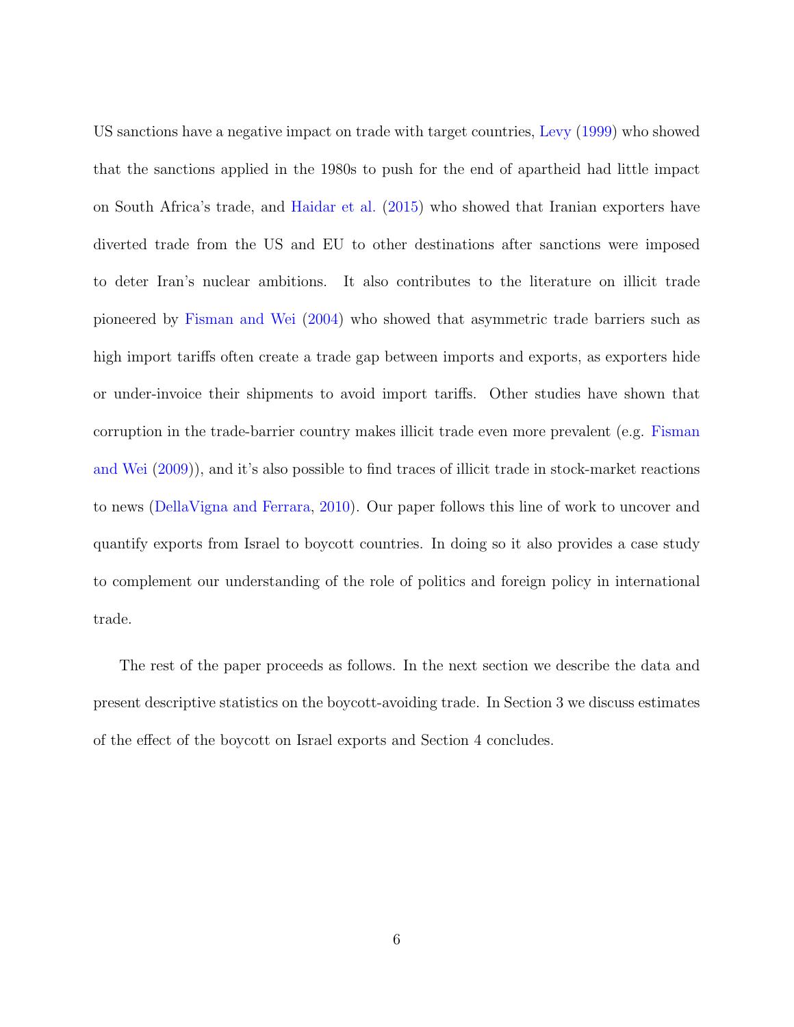US sanctions have a negative impact on trade with target countries, Levy (1999) who showed that the sanctions applied in the 1980s to push for the end of apartheid had little impact on South Africa's trade, and Haidar et al. (2015) who showed that Iranian exporters have diverted trade from the US and EU to other destinations after sanctions were imposed to deter Iran's nuclear ambitions. It also contributes to the literature on illicit trade pioneered by Fisman and Wei (2004) who showed that asymmetric trade barriers such as high import tariffs often create a trade gap between imports and exports, as exporters hide or under-invoice their shipments to avoid import tariffs. Other studies have shown that corruption in the trade-barrier country makes illicit trade even more prevalent (e.g. Fisman and Wei (2009)), and it's also possible to find traces of illicit trade in stock-market reactions to news (DellaVigna and Ferrara, 2010). Our paper follows this line of work to uncover and quantify exports from Israel to boycott countries. In doing so it also provides a case study to complement our understanding of the role of politics and foreign policy in international trade.

The rest of the paper proceeds as follows. In the next section we describe the data and present descriptive statistics on the boycott-avoiding trade. In Section 3 we discuss estimates of the effect of the boycott on Israel exports and Section 4 concludes.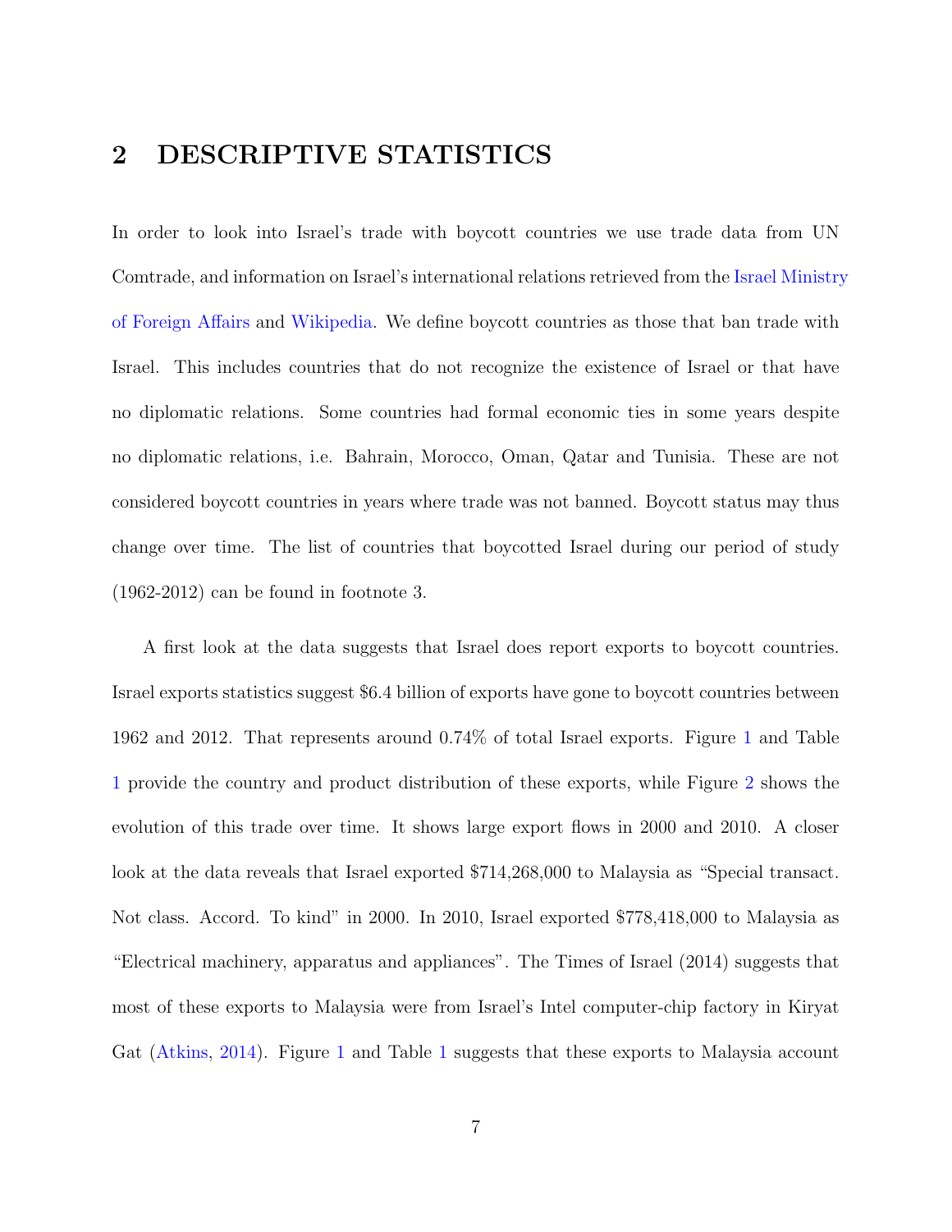# 2 DESCRIPTIVE STATISTICS

In order to look into Israel's trade with boycott countries we use trade data from UN Comtrade, and information on Israel's international relations retrieved from the Israel Ministry of Foreign Affairs and Wikipedia. We define boycott countries as those that ban trade with Israel. This includes countries that do not recognize the existence of Israel or that have no diplomatic relations. Some countries had formal economic ties in some years despite no diplomatic relations, i.e. Bahrain, Morocco, Oman, Qatar and Tunisia. These are not considered boycott countries in years where trade was not banned. Boycott status may thus change over time. The list of countries that boycotted Israel during our period of study (1962-2012) can be found in footnote 3.

A first look at the data suggests that Israel does report exports to boycott countries. Israel exports statistics suggest $6.4 billion of exports have gone to boycott countries between 1962 and 2012. That represents around 0.74% of total Israel exports. Figure 1 and Table 1 provide the country and product distribution of these exports, while Figure 2 shows the evolution of this trade over time. It shows large export flows in 2000 and 2010. A closer look at the data reveals that Israel exported $714,268,000 to Malaysia as "Special transact. Not class. Accord. To kind" in 2000. In 2010, Israel exported $778,418,000 to Malaysia as "Electrical machinery, apparatus and appliances". The Times of Israel (2014) suggests that most of these exports to Malaysia were from Israel's Intel computer-chip factory in Kiryat Gat (Atkins, 2014). Figure 1 and Table 1 suggests that these exports to Malaysia account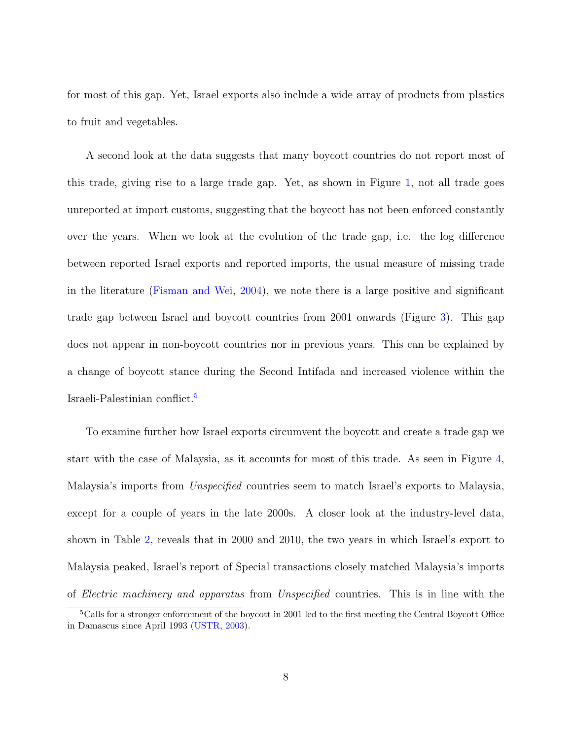for most of this gap. Yet, Israel exports also include a wide array of products from plastics to fruit and vegetables.

A second look at the data suggests that many boycott countries do not report most of this trade, giving rise to a large trade gap. Yet, as shown in Figure 1, not all trade goes unreported at import customs, suggesting that the boycott has not been enforced constantly over the years. When we look at the evolution of the trade gap, i.e. the log difference between reported Israel exports and reported imports, the usual measure of missing trade in the literature (Fisman and Wei, 2004), we note there is a large positive and significant trade gap between Israel and boycott countries from 2001 onwards (Figure 3). This gap does not appear in non-boycott countries nor in previous years. This can be explained by a change of boycott stance during the Second Intifada and increased violence within the Israeli-Palestinian conflict.[5]

To examine further how Israel exports circumvent the boycott and create a trade gap we start with the case of Malaysia, as it accounts for most of this trade. As seen in Figure 4, Malaysia's imports from *Unspecified* countries seem to match Israel's exports to Malaysia, except for a couple of years in the late 2000s. A closer look at the industry-level data, shown in Table 2, reveals that in 2000 and 2010, the two years in which Israel's export to Malaysia peaked, Israel's report of Special transactions closely matched Malaysia's imports of *Electric machinery and apparatus* from *Unspecified* countries. This is in line with the

[5] Calls for a stronger enforcement of the boycott in 2001 led to the first meeting the Central Boycott Office in Damascus since April 1993 (USTR, 2003).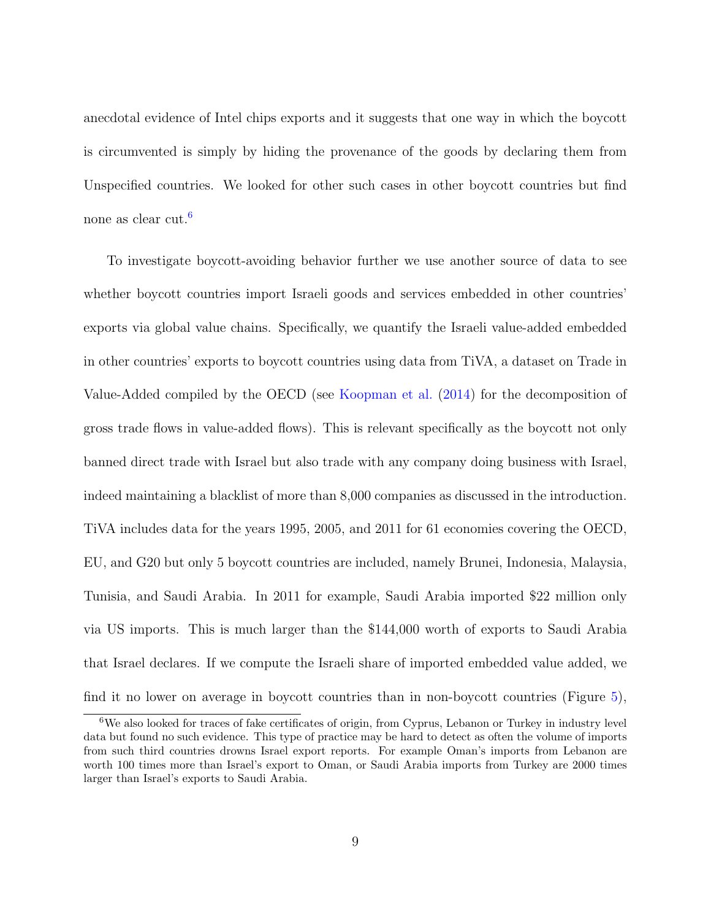anecdotal evidence of Intel chips exports and it suggests that one way in which the boycott is circumvented is simply by hiding the provenance of the goods by declaring them from Unspecified countries. We looked for other such cases in other boycott countries but find none as clear cut.[6]

To investigate boycott-avoiding behavior further we use another source of data to see whether boycott countries import Israeli goods and services embedded in other countries' exports via global value chains. Specifically, we quantify the Israeli value-added embedded in other countries' exports to boycott countries using data from TiVA, a dataset on Trade in Value-Added compiled by the OECD (see Koopman et al. (2014) for the decomposition of gross trade flows in value-added flows). This is relevant specifically as the boycott not only banned direct trade with Israel but also trade with any company doing business with Israel, indeed maintaining a blacklist of more than 8,000 companies as discussed in the introduction. TiVA includes data for the years 1995, 2005, and 2011 for 61 economies covering the OECD, EU, and G20 but only 5 boycott countries are included, namely Brunei, Indonesia, Malaysia, Tunisia, and Saudi Arabia. In 2011 for example, Saudi Arabia imported $22 million only via US imports. This is much larger than the $144,000 worth of exports to Saudi Arabia that Israel declares. If we compute the Israeli share of imported embedded value added, we find it no lower on average in boycott countries than in non-boycott countries (Figure 5),

[6] We also looked for traces of fake certificates of origin, from Cyprus, Lebanon or Turkey in industry level data but found no such evidence. This type of practice may be hard to detect as often the volume of imports from such third countries drowns Israel export reports. For example Oman's imports from Lebanon are worth 100 times more than Israel's export to Oman, or Saudi Arabia imports from Turkey are 2000 times larger than Israel's exports to Saudi Arabia.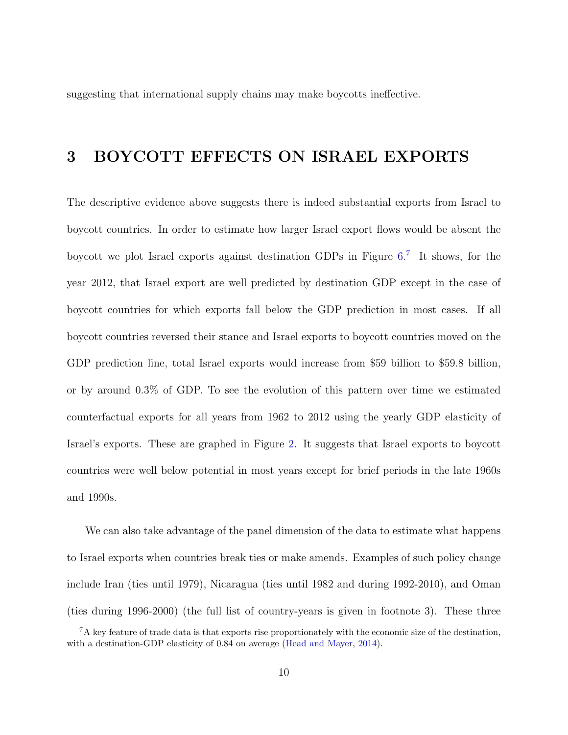suggesting that international supply chains may make boycotts ineffective.

# 3 BOYCOTT EFFECTS ON ISRAEL EXPORTS

The descriptive evidence above suggests there is indeed substantial exports from Israel to boycott countries. In order to estimate how larger Israel export flows would be absent the boycott we plot Israel exports against destination GDPs in Figure 6.[7] It shows, for the year 2012, that Israel export are well predicted by destination GDP except in the case of boycott countries for which exports fall below the GDP prediction in most cases. If all boycott countries reversed their stance and Israel exports to boycott countries moved on the GDP prediction line, total Israel exports would increase from $59 billion to $59.8 billion, or by around 0.3% of GDP. To see the evolution of this pattern over time we estimated counterfactual exports for all years from 1962 to 2012 using the yearly GDP elasticity of Israel's exports. These are graphed in Figure 2. It suggests that Israel exports to boycott countries were well below potential in most years except for brief periods in the late 1960s and 1990s.

We can also take advantage of the panel dimension of the data to estimate what happens to Israel exports when countries break ties or make amends. Examples of such policy change include Iran (ties until 1979), Nicaragua (ties until 1982 and during 1992-2010), and Oman (ties during 1996-2000) (the full list of country-years is given in footnote 3). These three

[7] A key feature of trade data is that exports rise proportionately with the economic size of the destination, with a destination-GDP elasticity of 0.84 on average (Head and Mayer, 2014).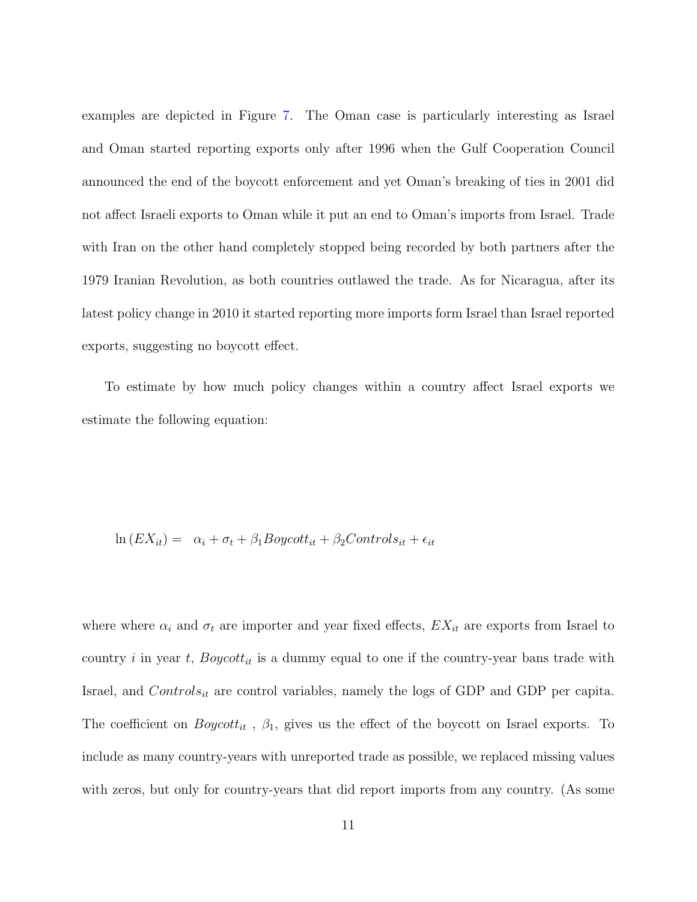examples are depicted in Figure 7. The Oman case is particularly interesting as Israel and Oman started reporting exports only after 1996 when the Gulf Cooperation Council announced the end of the boycott enforcement and yet Oman's breaking of ties in 2001 did not affect Israeli exports to Oman while it put an end to Oman's imports from Israel. Trade with Iran on the other hand completely stopped being recorded by both partners after the 1979 Iranian Revolution, as both countries outlawed the trade. As for Nicaragua, after its latest policy change in 2010 it started reporting more imports form Israel than Israel reported exports, suggesting no boycott effect.

To estimate by how much policy changes within a country affect Israel exports we estimate the following equation:

$$\ln\left(EX_{it}\right) = \quad \alpha_i + \sigma_t + \beta_1 Boycott_{it} + \beta_2 Controls_{it} + \epsilon_{it}$$

where where $\alpha_i$ and $\sigma_t$ are importer and year fixed effects, $EX_{it}$ are exports from Israel to country $i$ in year $t$, $Boycott_{it}$ is a dummy equal to one if the country-year bans trade with Israel, and $Controls_{it}$ are control variables, namely the logs of GDP and GDP per capita. The coefficient on $Boycott_{it}$ , $\beta_1$, gives us the effect of the boycott on Israel exports. To include as many country-years with unreported trade as possible, we replaced missing values with zeros, but only for country-years that did report imports from any country. (As some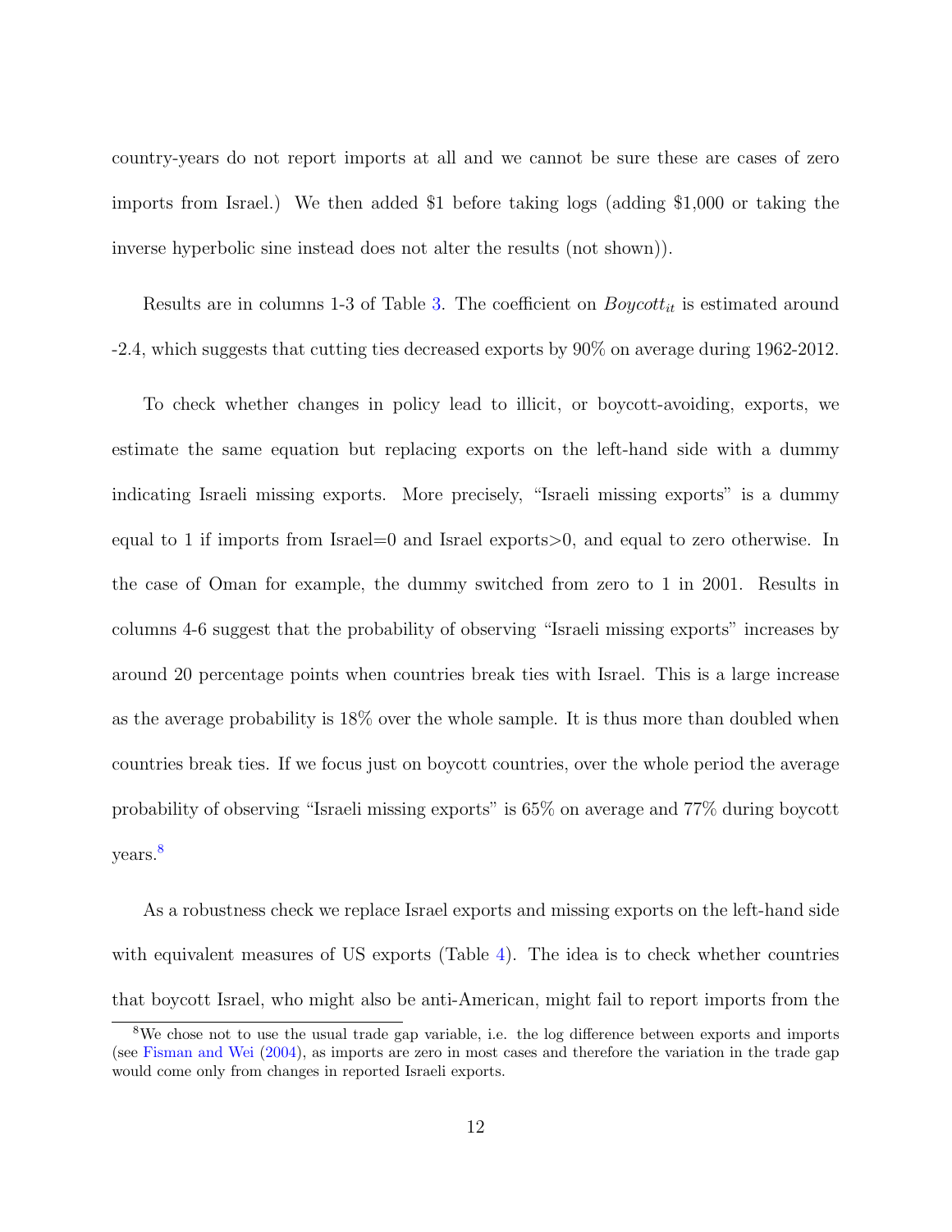country-years do not report imports at all and we cannot be sure these are cases of zero imports from Israel.) We then added $1 before taking logs (adding $1,000 or taking the inverse hyperbolic sine instead does not alter the results (not shown)).

Results are in columns 1-3 of Table 3. The coefficient on $Boycott_{it}$ is estimated around -2.4, which suggests that cutting ties decreased exports by 90% on average during 1962-2012.

To check whether changes in policy lead to illicit, or boycott-avoiding, exports, we estimate the same equation but replacing exports on the left-hand side with a dummy indicating Israeli missing exports. More precisely, "Israeli missing exports" is a dummy equal to 1 if imports from Israel=0 and Israel exports>0, and equal to zero otherwise. In the case of Oman for example, the dummy switched from zero to 1 in 2001. Results in columns 4-6 suggest that the probability of observing "Israeli missing exports" increases by around 20 percentage points when countries break ties with Israel. This is a large increase as the average probability is 18% over the whole sample. It is thus more than doubled when countries break ties. If we focus just on boycott countries, over the whole period the average probability of observing "Israeli missing exports" is 65% on average and 77% during boycott years.[8]

As a robustness check we replace Israel exports and missing exports on the left-hand side with equivalent measures of US exports (Table 4). The idea is to check whether countries that boycott Israel, who might also be anti-American, might fail to report imports from the

[8] We chose not to use the usual trade gap variable, i.e. the log difference between exports and imports (see Fisman and Wei (2004), as imports are zero in most cases and therefore the variation in the trade gap would come only from changes in reported Israeli exports.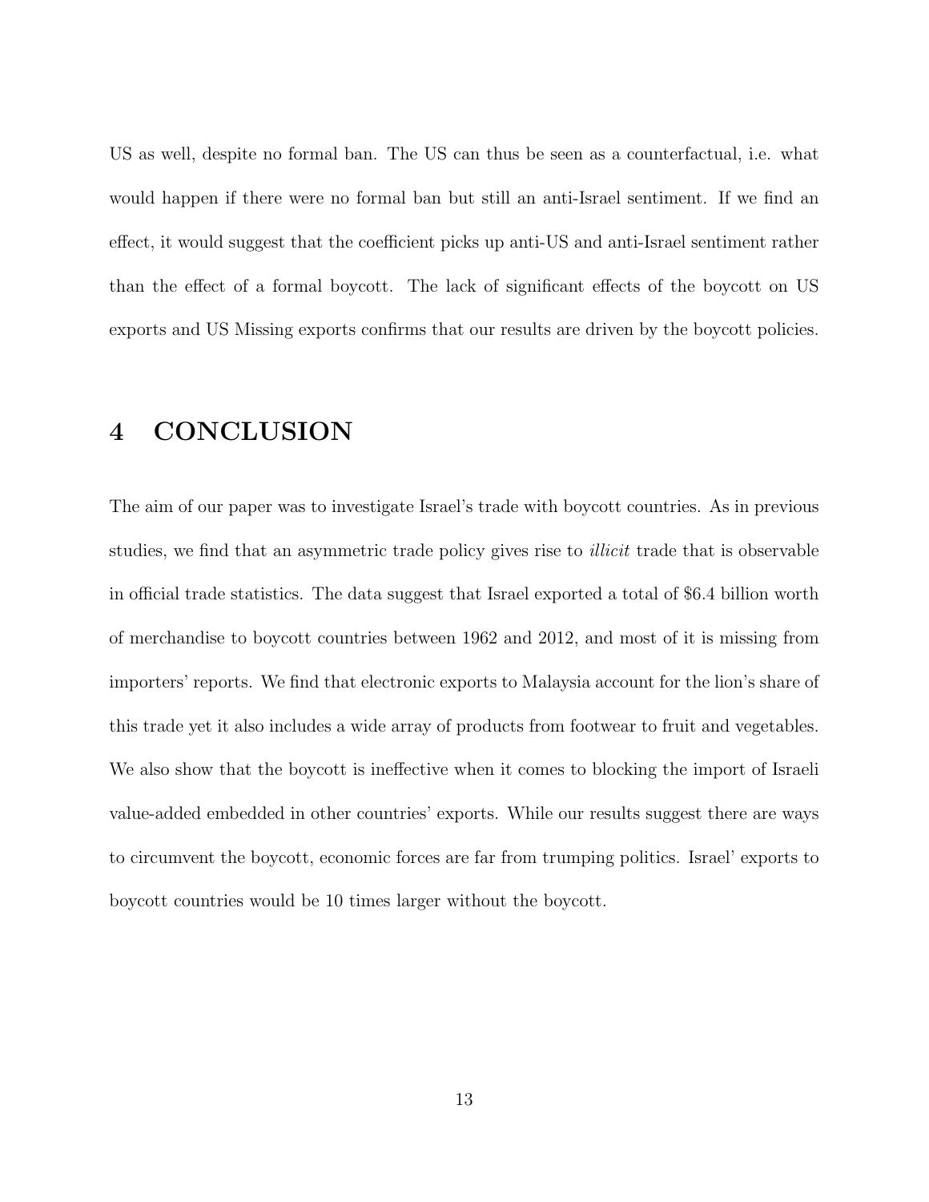US as well, despite no formal ban. The US can thus be seen as a counterfactual, i.e. what would happen if there were no formal ban but still an anti-Israel sentiment. If we find an effect, it would suggest that the coefficient picks up anti-US and anti-Israel sentiment rather than the effect of a formal boycott. The lack of significant effects of the boycott on US exports and US Missing exports confirms that our results are driven by the boycott policies.

# 4 CONCLUSION

The aim of our paper was to investigate Israel's trade with boycott countries. As in previous studies, we find that an asymmetric trade policy gives rise to *illicit* trade that is observable in official trade statistics. The data suggest that Israel exported a total of $6.4 billion worth of merchandise to boycott countries between 1962 and 2012, and most of it is missing from importers' reports. We find that electronic exports to Malaysia account for the lion's share of this trade yet it also includes a wide array of products from footwear to fruit and vegetables. We also show that the boycott is ineffective when it comes to blocking the import of Israeli value-added embedded in other countries' exports. While our results suggest there are ways to circumvent the boycott, economic forces are far from trumping politics. Israel' exports to boycott countries would be 10 times larger without the boycott.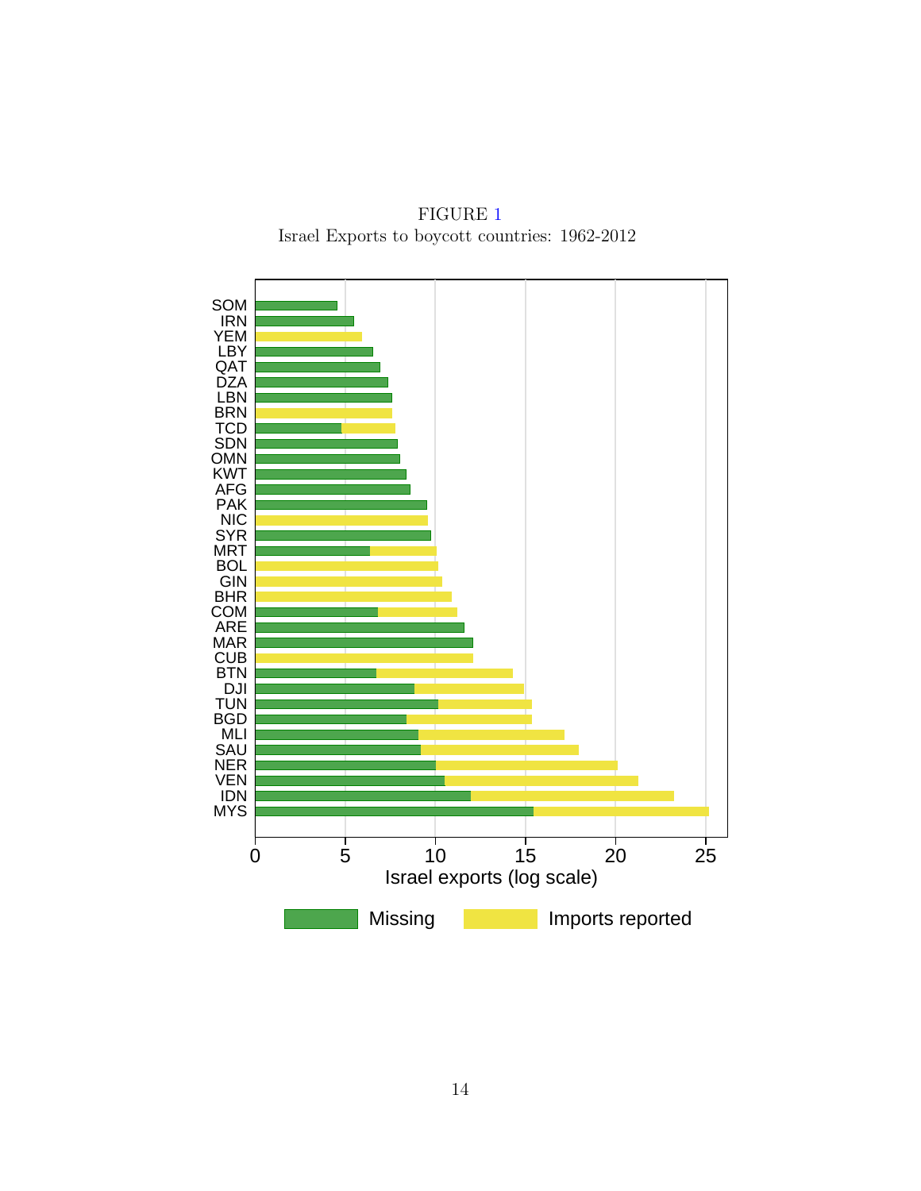FIGURE 1

Israel Exports to boycott countries: 1962-2012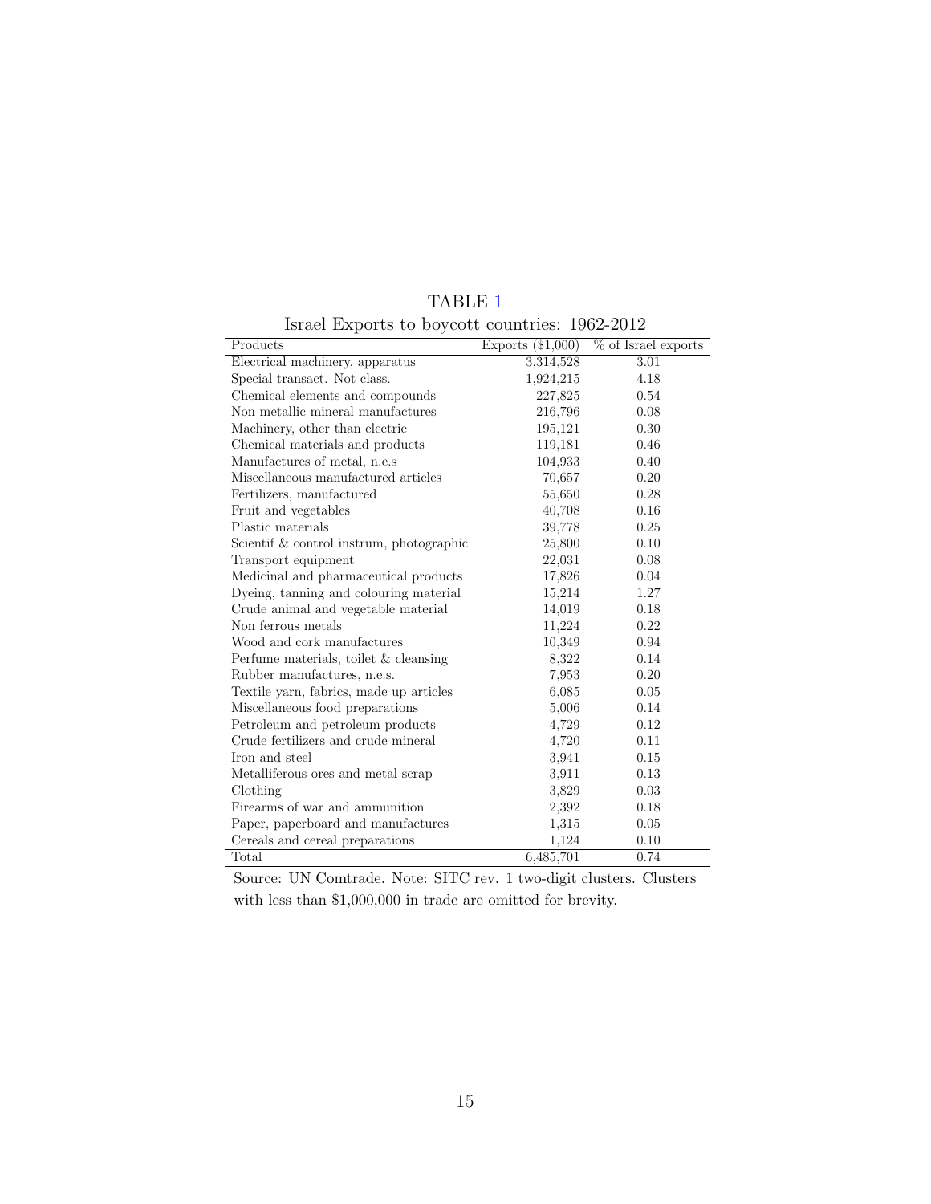TABLE 1

Israel Exports to boycott countries: 1962-2012

| Products | Exports ($1,000) | % of Israel exports |
| --- | --- | --- |
| Electrical machinery, apparatus | 3,314,528 | 3.01 |
| Special transact. Not class. | 1,924,215 | 4.18 |
| Chemical elements and compounds | 227,825 | 0.54 |
| Non metallic mineral manufactures | 216,796 | 0.08 |
| Machinery, other than electric | 195,121 | 0.30 |
| Chemical materials and products | 119,181 | 0.46 |
| Manufactures of metal, n.e.s | 104,933 | 0.40 |
| Miscellaneous manufactured articles | 70,657 | 0.20 |
| Fertilizers, manufactured | 55,650 | 0.28 |
| Fruit and vegetables | 40,708 | 0.16 |
| Plastic materials | 39,778 | 0.25 |
| Scientif & control instrum, photographic | 25,800 | 0.10 |
| Transport equipment | 22,031 | 0.08 |
| Medicinal and pharmaceutical products | 17,826 | 0.04 |
| Dyeing, tanning and colouring material | 15,214 | 1.27 |
| Crude animal and vegetable material | 14,019 | 0.18 |
| Non ferrous metals | 11,224 | 0.22 |
| Wood and cork manufactures | 10,349 | 0.94 |
| Perfume materials, toilet & cleansing | 8,322 | 0.14 |
| Rubber manufactures, n.e.s. | 7,953 | 0.20 |
| Textile yarn, fabrics, made up articles | 6,085 | 0.05 |
| Miscellaneous food preparations | 5,006 | 0.14 |
| Petroleum and petroleum products | 4,729 | 0.12 |
| Crude fertilizers and crude mineral | 4,720 | 0.11 |
| Iron and steel | 3,941 | 0.15 |
| Metalliferous ores and metal scrap | 3,911 | 0.13 |
| Clothing | 3,829 | 0.03 |
| Firearms of war and ammunition | 2,392 | 0.18 |
| Paper, paperboard and manufactures | 1,315 | 0.05 |
| Cereals and cereal preparations | 1,124 | 0.10 |
| Total | 6,485,701 | 0.74 |

Source: UN Comtrade. Note: SITC rev. 1 two-digit clusters. Clusters with less than $1,000,000 in trade are omitted for brevity.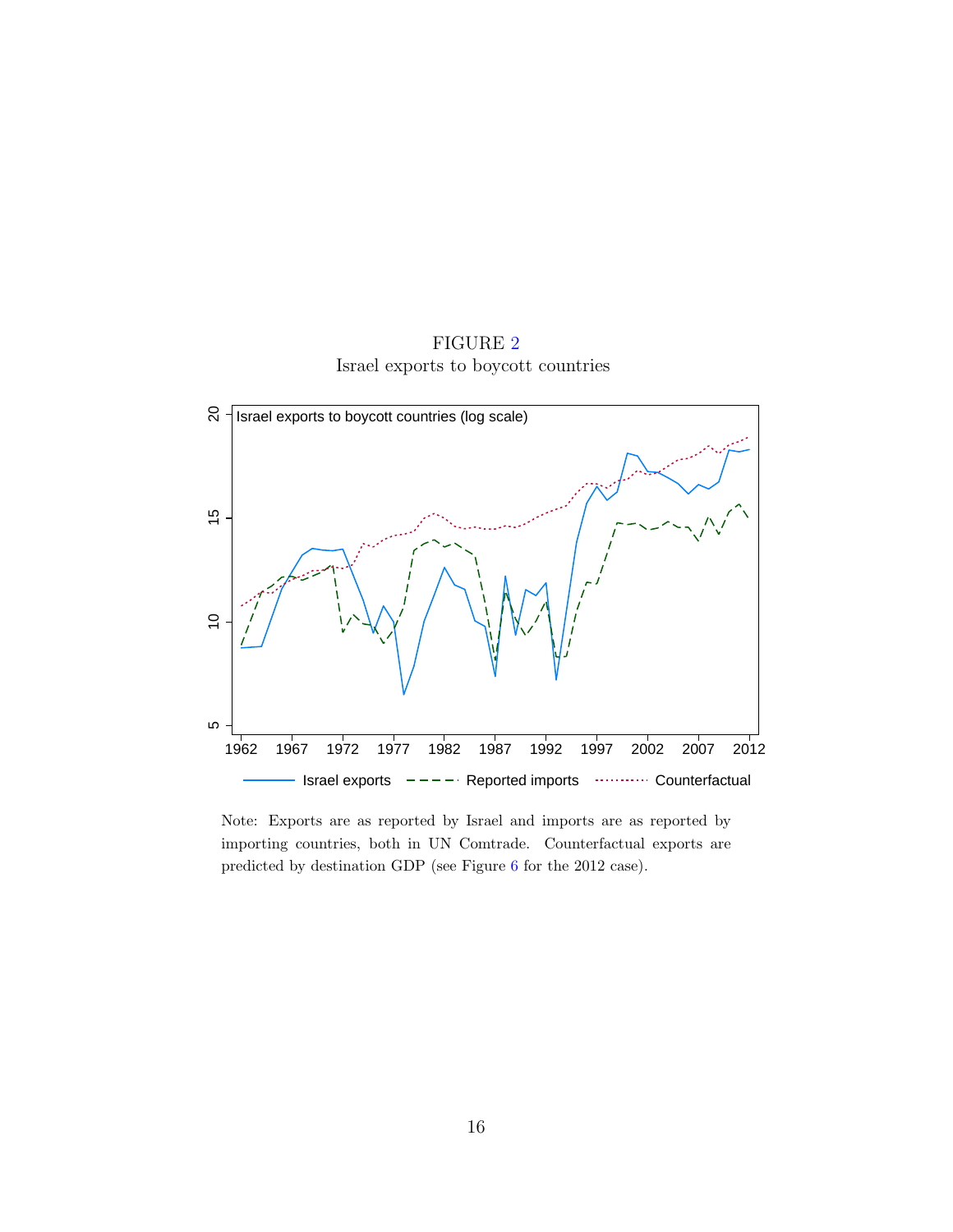FIGURE 2

Israel exports to boycott countries

Note: Exports are as reported by Israel and imports are as reported by importing countries, both in UN Comtrade. Counterfactual exports are predicted by destination GDP (see Figure 6 for the 2012 case).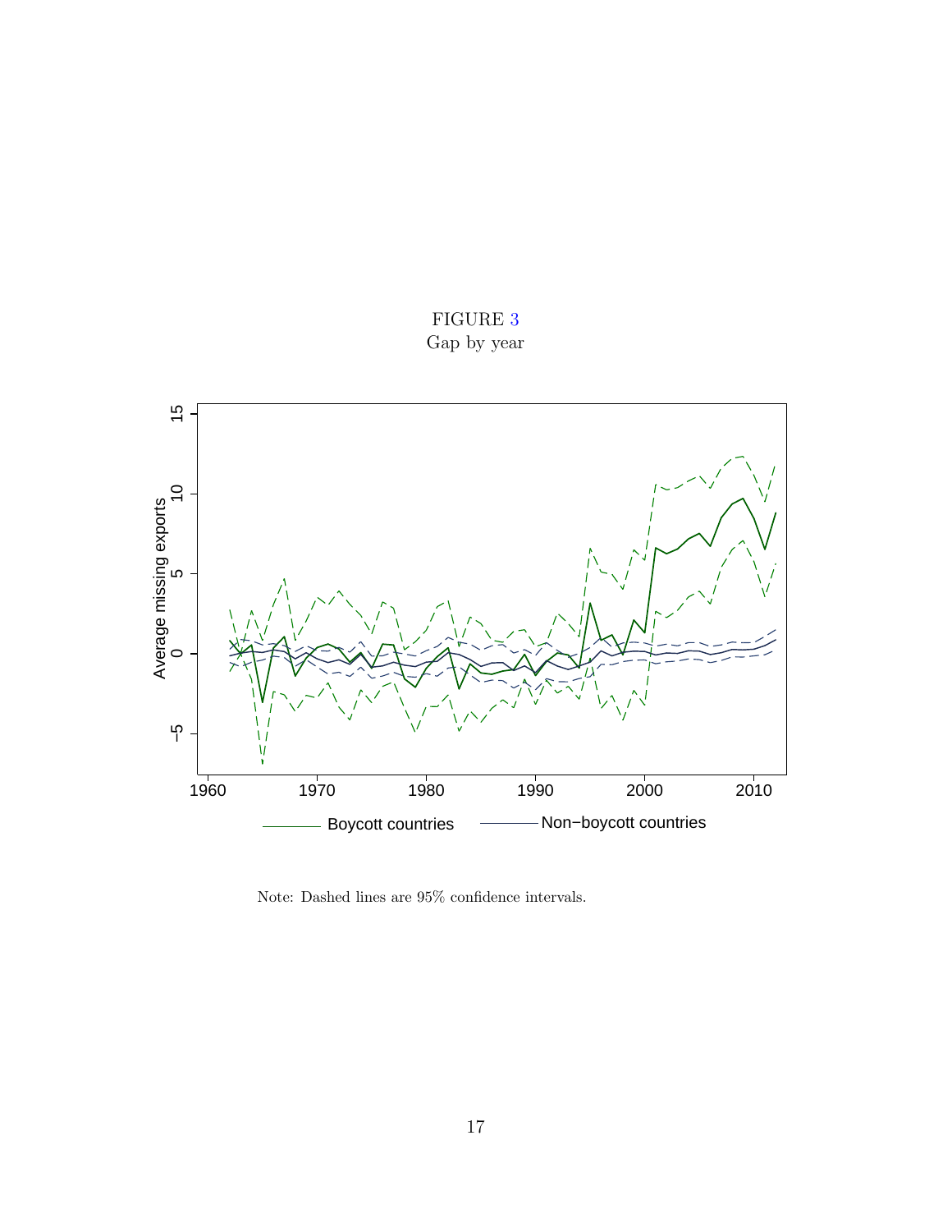FIGURE 3
Gap by year

Note: Dashed lines are 95% confidence intervals.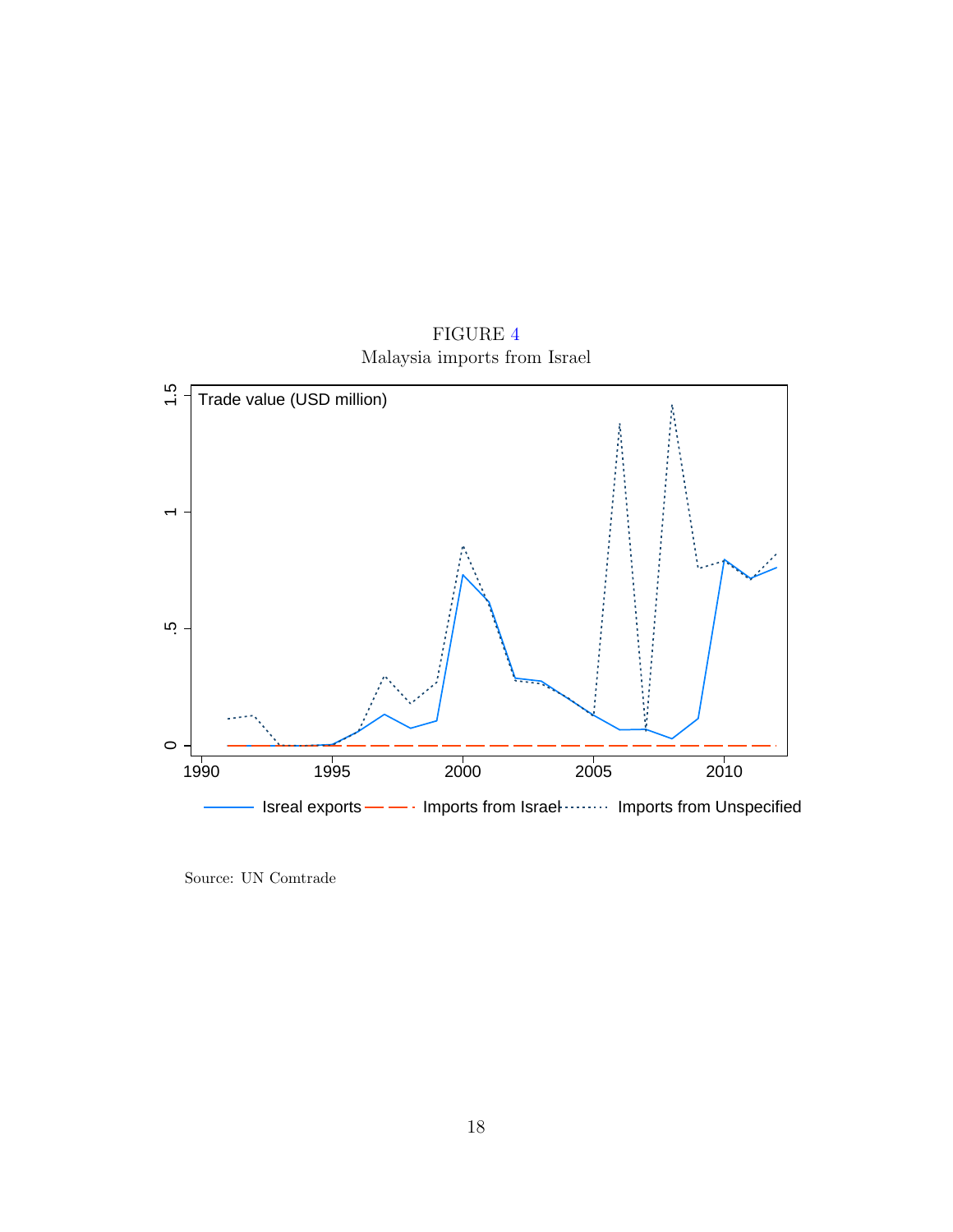FIGURE 4
Malaysia imports from Israel

Source: UN Comtrade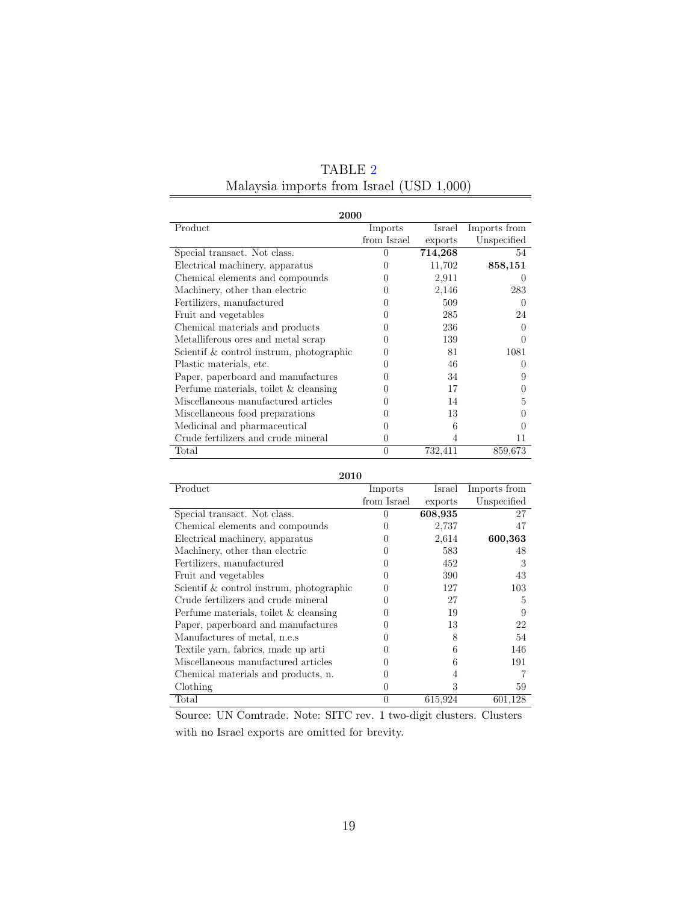TABLE 2

Malaysia imports from Israel (USD 1,000)

**2000**

| Product | Imports from Israel | Israel exports | Imports from Unspecified |
|---|---|---|---|
| Special transact. Not class. | 0 | **714,268** | 54 |
| Electrical machinery, apparatus | 0 | 11,702 | **858,151** |
| Chemical elements and compounds | 0 | 2,911 | 0 |
| Machinery, other than electric | 0 | 2,146 | 283 |
| Fertilizers, manufactured | 0 | 509 | 0 |
| Fruit and vegetables | 0 | 285 | 24 |
| Chemical materials and products | 0 | 236 | 0 |
| Metalliferous ores and metal scrap | 0 | 139 | 0 |
| Scientif & control instrum, photographic | 0 | 81 | 1081 |
| Plastic materials, etc. | 0 | 46 | 0 |
| Paper, paperboard and manufactures | 0 | 34 | 9 |
| Perfume materials, toilet & cleansing | 0 | 17 | 0 |
| Miscellaneous manufactured articles | 0 | 14 | 5 |
| Miscellaneous food preparations | 0 | 13 | 0 |
| Medicinal and pharmaceutical | 0 | 6 | 0 |
| Crude fertilizers and crude mineral | 0 | 4 | 11 |
| Total | 0 | 732,411 | 859,673 |

**2010**

| Product | Imports from Israel | Israel exports | Imports from Unspecified |
|---|---|---|---|
| Special transact. Not class. | 0 | **608,935** | 27 |
| Chemical elements and compounds | 0 | 2,737 | 47 |
| Electrical machinery, apparatus | 0 | 2,614 | **600,363** |
| Machinery, other than electric | 0 | 583 | 48 |
| Fertilizers, manufactured | 0 | 452 | 3 |
| Fruit and vegetables | 0 | 390 | 43 |
| Scientif & control instrum, photographic | 0 | 127 | 103 |
| Crude fertilizers and crude mineral | 0 | 27 | 5 |
| Perfume materials, toilet & cleansing | 0 | 19 | 9 |
| Paper, paperboard and manufactures | 0 | 13 | 22 |
| Manufactures of metal, n.e.s | 0 | 8 | 54 |
| Textile yarn, fabrics, made up arti | 0 | 6 | 146 |
| Miscellaneous manufactured articles | 0 | 6 | 191 |
| Chemical materials and products, n. | 0 | 4 | 7 |
| Clothing | 0 | 3 | 59 |
| Total | 0 | 615,924 | 601,128 |

Source: UN Comtrade. Note: SITC rev. 1 two-digit clusters. Clusters with no Israel exports are omitted for brevity.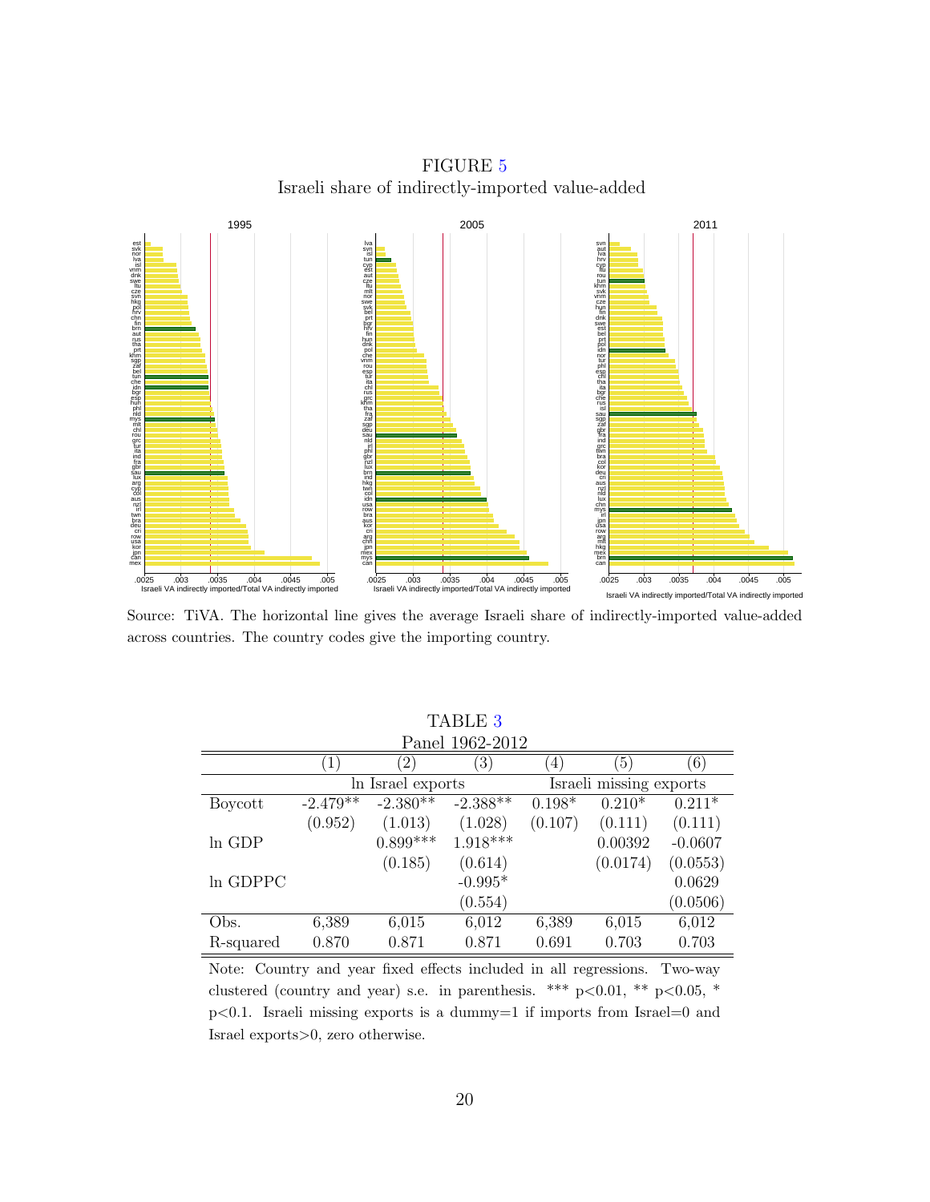FIGURE 5
Israeli share of indirectly-imported value-added

Source: TiVA. The horizontal line gives the average Israeli share of indirectly-imported value-added across countries. The country codes give the importing country.

TABLE 3
Panel 1962-2012

| | (1) | (2) | (3) | (4) | (5) | (6) |
|---|---|---|---|---|---|---|
| | ln Israel exports | | | Israeli missing exports | | |
| Boycott | -2.479** | -2.380** | -2.388** | 0.198* | 0.210* | 0.211* |
| | (0.952) | (1.013) | (1.028) | (0.107) | (0.111) | (0.111) |
| ln GDP | | 0.899*** | 1.918*** | | 0.00392 | -0.0607 |
| | | (0.185) | (0.614) | | (0.0174) | (0.0553) |
| ln GDPPC | | | -0.995* | | | 0.0629 |
| | | | (0.554) | | | (0.0506) |
| Obs. | 6,389 | 6,015 | 6,012 | 6,389 | 6,015 | 6,012 |
| R-squared | 0.870 | 0.871 | 0.871 | 0.691 | 0.703 | 0.703 |

Note: Country and year fixed effects included in all regressions. Two-way clustered (country and year) s.e. in parenthesis. *** p<0.01, ** p<0.05, * p<0.1. Israeli missing exports is a dummy=1 if imports from Israel=0 and Israel exports>0, zero otherwise.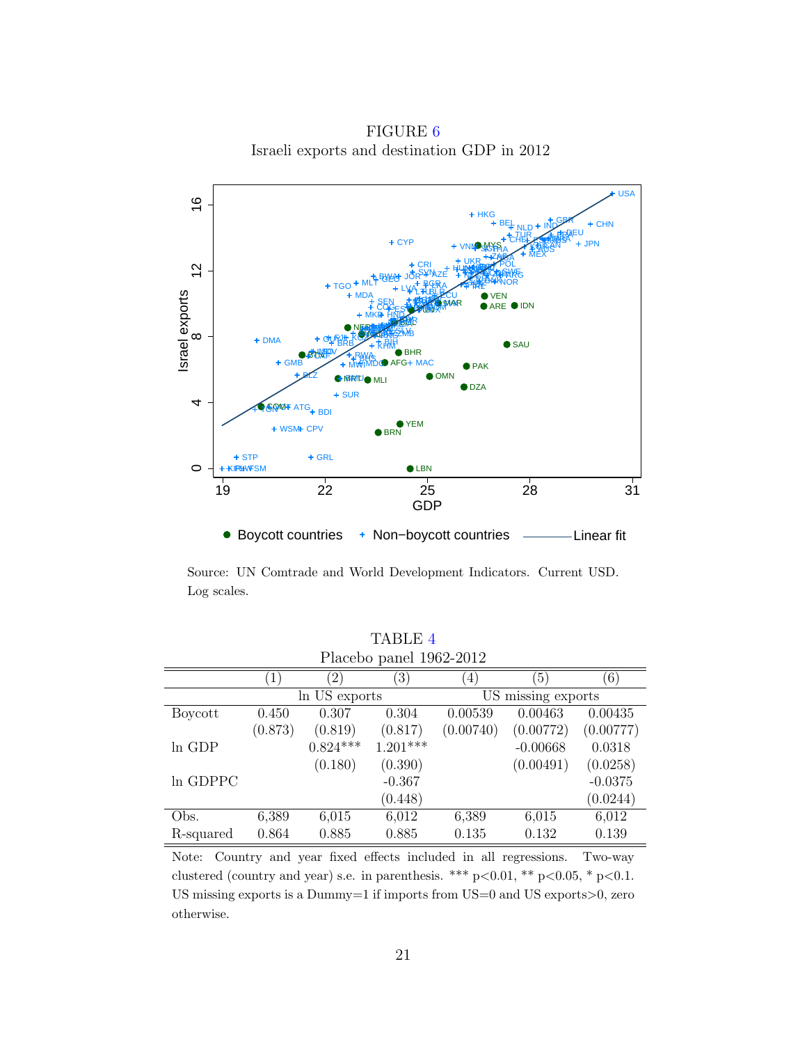FIGURE 6

Israeli exports and destination GDP in 2012

Source: UN Comtrade and World Development Indicators. Current USD. Log scales.

TABLE 4

Placebo panel 1962-2012

| | (1) | (2) | (3) | (4) | (5) | (6) |
|---|---|---|---|---|---|---|
| | ln US exports | | | US missing exports | | |
| Boycott | 0.450 | 0.307 | 0.304 | 0.00539 | 0.00463 | 0.00435 |
| | (0.873) | (0.819) | (0.817) | (0.00740) | (0.00772) | (0.00777) |
| ln GDP | | 0.824*** | 1.201*** | | -0.00668 | 0.0318 |
| | | (0.180) | (0.390) | | (0.00491) | (0.0258) |
| ln GDPPC | | | -0.367 | | | -0.0375 |
| | | | (0.448) | | | (0.0244) |
| Obs. | 6,389 | 6,015 | 6,012 | 6,389 | 6,015 | 6,012 |
| R-squared | 0.864 | 0.885 | 0.885 | 0.135 | 0.132 | 0.139 |

Note: Country and year fixed effects included in all regressions. Two-way clustered (country and year) s.e. in parenthesis. *** p<0.01, ** p<0.05, * p<0.1. US missing exports is a Dummy=1 if imports from US=0 and US exports>0, zero otherwise.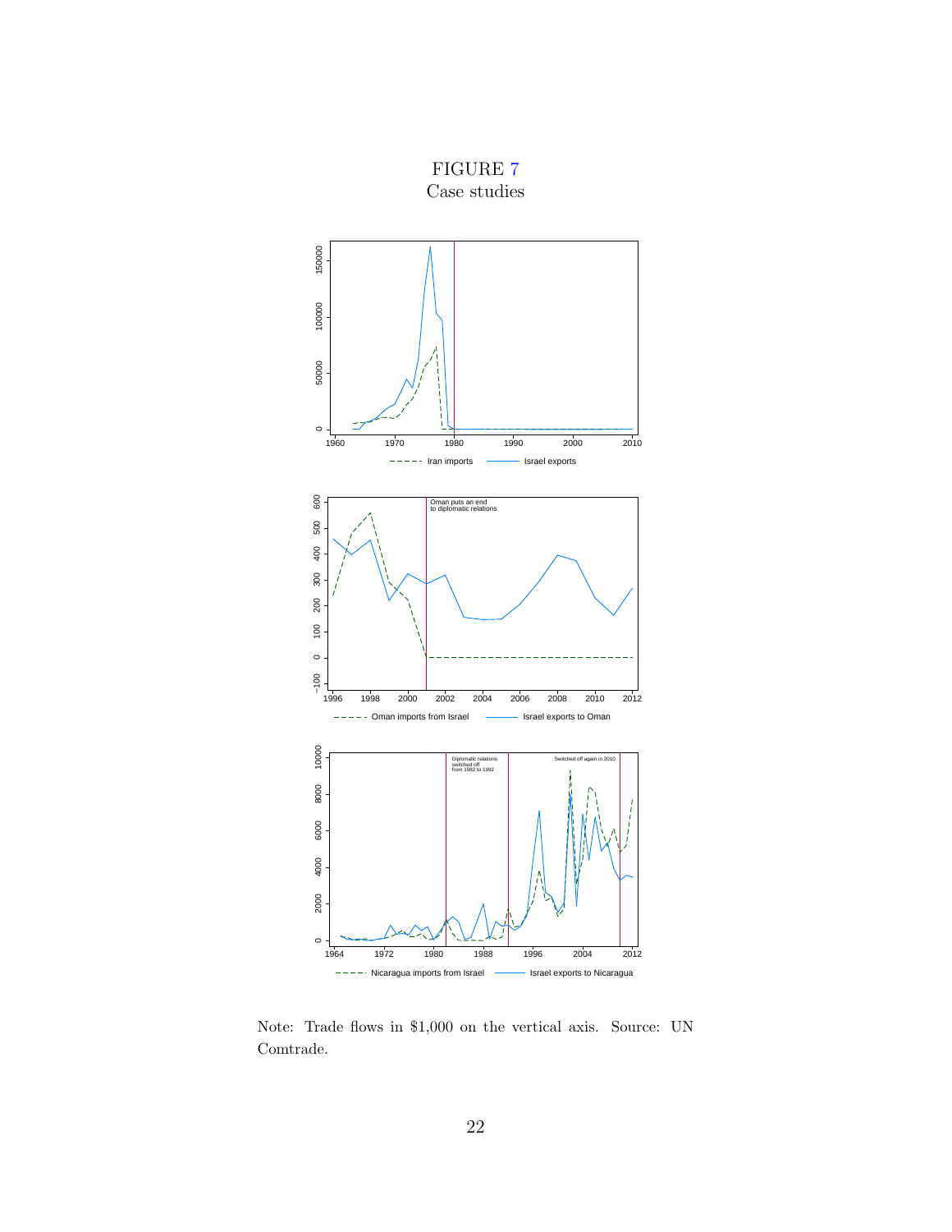FIGURE 7
Case studies

Note: Trade flows in \$1,000 on the vertical axis. Source: UN Comtrade.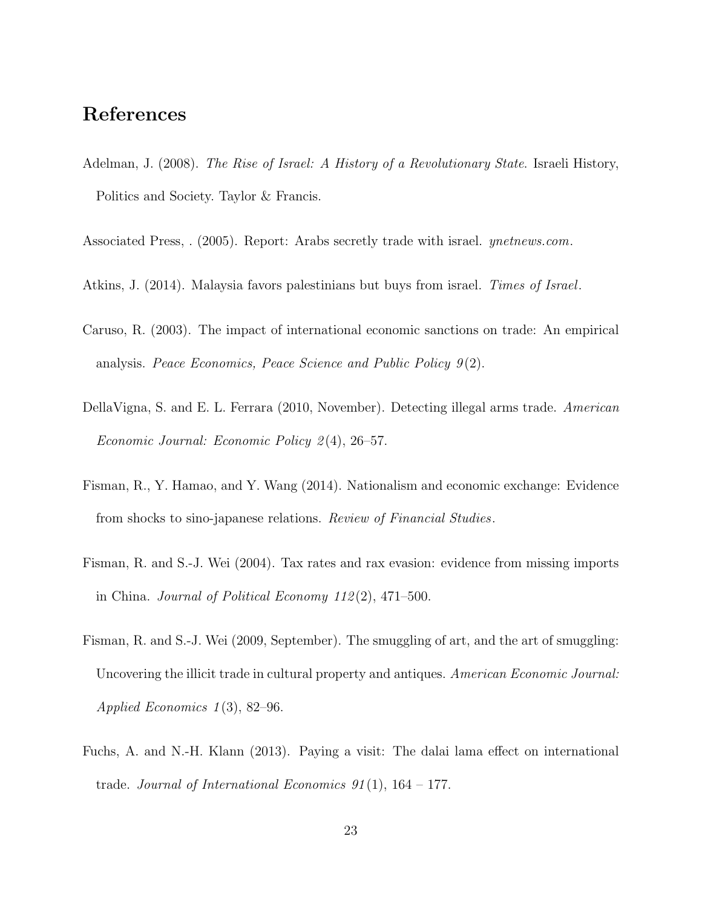# References

Adelman, J. (2008). *The Rise of Israel: A History of a Revolutionary State*. Israeli History, Politics and Society. Taylor & Francis.

Associated Press, . (2005). Report: Arabs secretly trade with israel. *ynetnews.com*.

Atkins, J. (2014). Malaysia favors palestinians but buys from israel. *Times of Israel*.

Caruso, R. (2003). The impact of international economic sanctions on trade: An empirical analysis. *Peace Economics, Peace Science and Public Policy 9*(2).

DellaVigna, S. and E. L. Ferrara (2010, November). Detecting illegal arms trade. *American Economic Journal: Economic Policy 2*(4), 26–57.

Fisman, R., Y. Hamao, and Y. Wang (2014). Nationalism and economic exchange: Evidence from shocks to sino-japanese relations. *Review of Financial Studies*.

Fisman, R. and S.-J. Wei (2004). Tax rates and rax evasion: evidence from missing imports in China. *Journal of Political Economy 112*(2), 471–500.

Fisman, R. and S.-J. Wei (2009, September). The smuggling of art, and the art of smuggling: Uncovering the illicit trade in cultural property and antiques. *American Economic Journal: Applied Economics 1*(3), 82–96.

Fuchs, A. and N.-H. Klann (2013). Paying a visit: The dalai lama effect on international trade. *Journal of International Economics 91*(1), 164 – 177.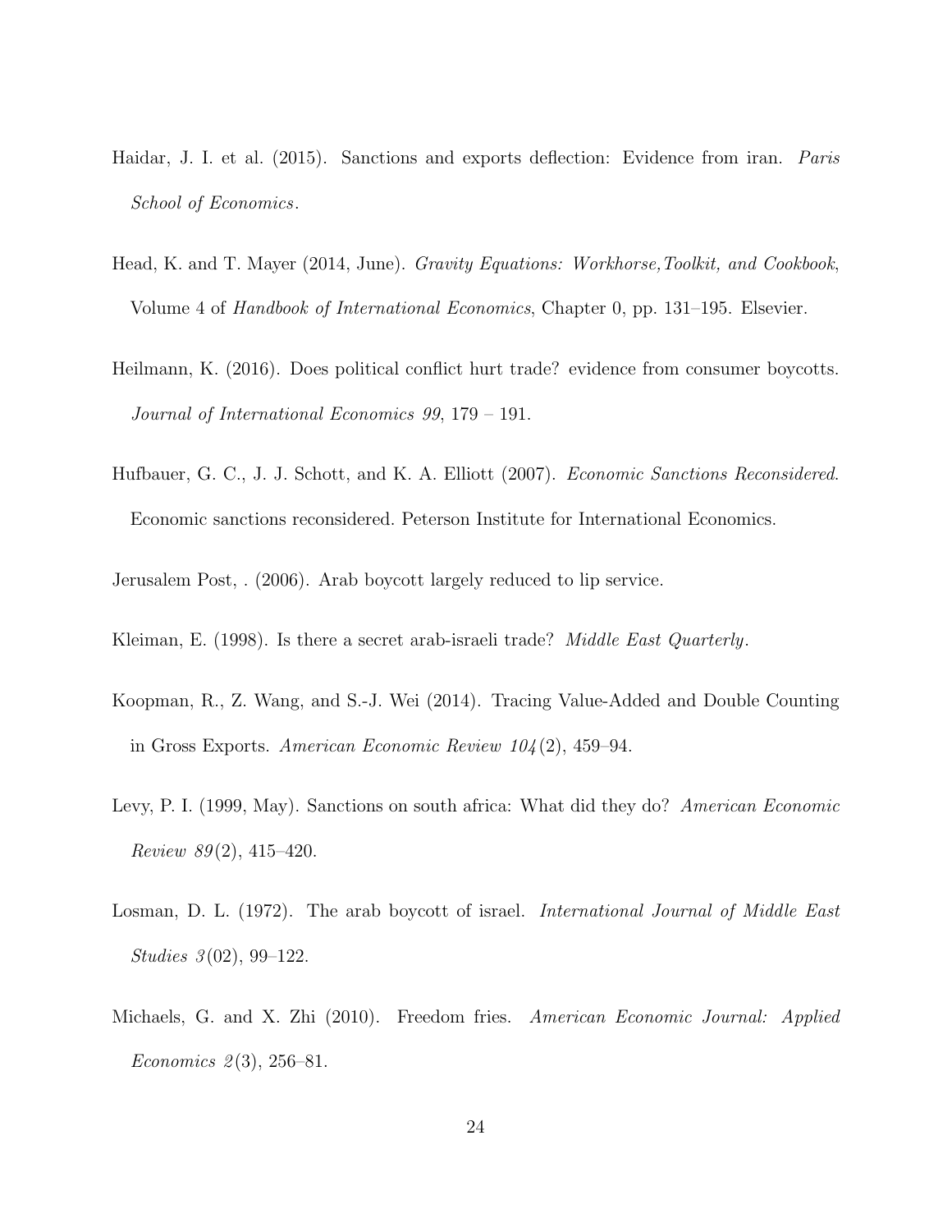Haidar, J. I. et al. (2015). Sanctions and exports deflection: Evidence from iran. *Paris School of Economics*.

Head, K. and T. Mayer (2014, June). *Gravity Equations: Workhorse,Toolkit, and Cookbook*, Volume 4 of *Handbook of International Economics*, Chapter 0, pp. 131–195. Elsevier.

Heilmann, K. (2016). Does political conflict hurt trade? evidence from consumer boycotts. *Journal of International Economics 99*, 179 – 191.

Hufbauer, G. C., J. J. Schott, and K. A. Elliott (2007). *Economic Sanctions Reconsidered*. Economic sanctions reconsidered. Peterson Institute for International Economics.

Jerusalem Post, . (2006). Arab boycott largely reduced to lip service.

Kleiman, E. (1998). Is there a secret arab-israeli trade? *Middle East Quarterly*.

Koopman, R., Z. Wang, and S.-J. Wei (2014). Tracing Value-Added and Double Counting in Gross Exports. *American Economic Review 104*(2), 459–94.

Levy, P. I. (1999, May). Sanctions on south africa: What did they do? *American Economic Review 89*(2), 415–420.

Losman, D. L. (1972). The arab boycott of israel. *International Journal of Middle East Studies 3*(02), 99–122.

Michaels, G. and X. Zhi (2010). Freedom fries. *American Economic Journal: Applied Economics 2*(3), 256–81.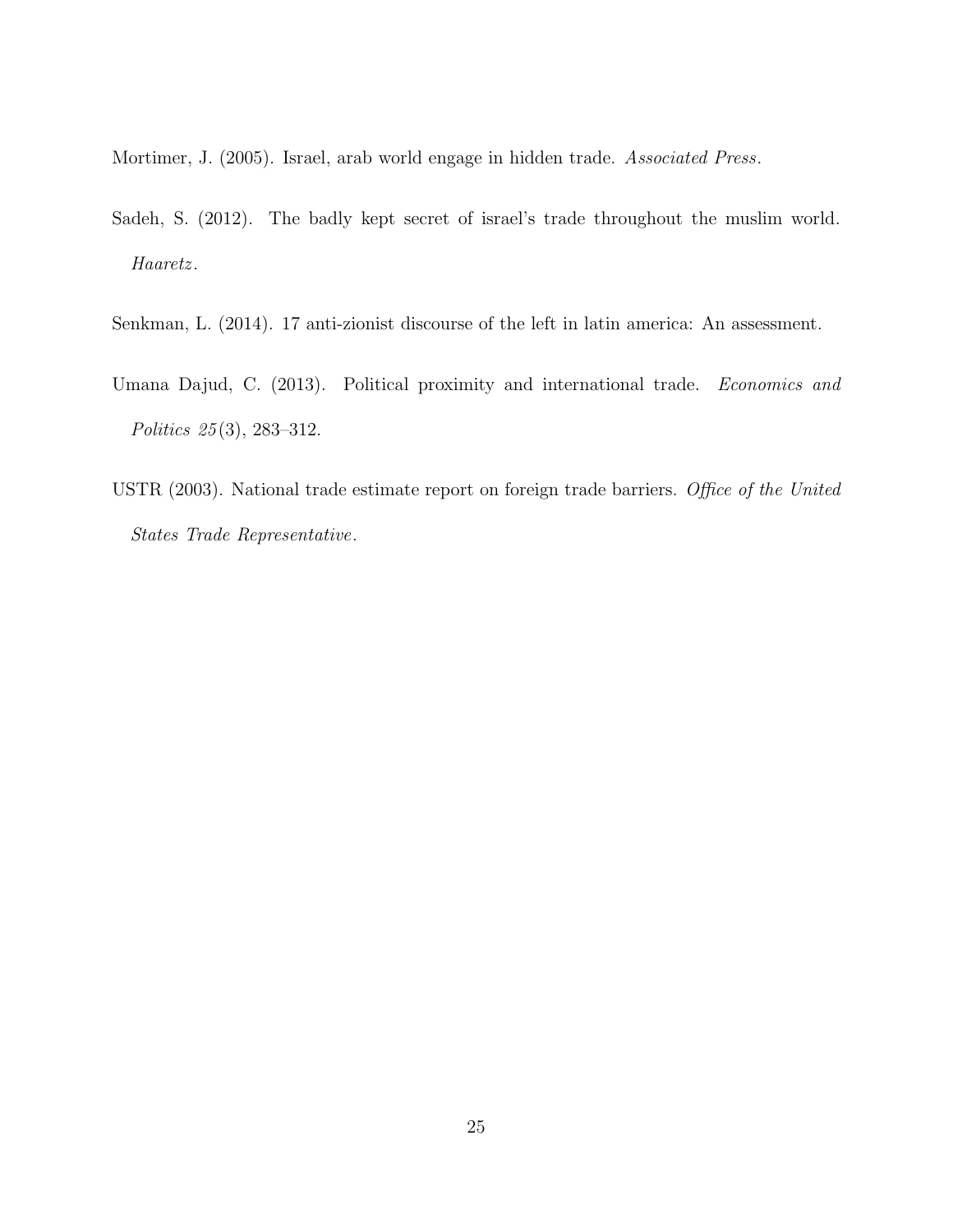Mortimer, J. (2005). Israel, arab world engage in hidden trade. *Associated Press*.

Sadeh, S. (2012). The badly kept secret of israel's trade throughout the muslim world. *Haaretz*.

Senkman, L. (2014). 17 anti-zionist discourse of the left in latin america: An assessment.

Umana Dajud, C. (2013). Political proximity and international trade. *Economics and Politics 25*(3), 283–312.

USTR (2003). National trade estimate report on foreign trade barriers. *Office of the United States Trade Representative*.